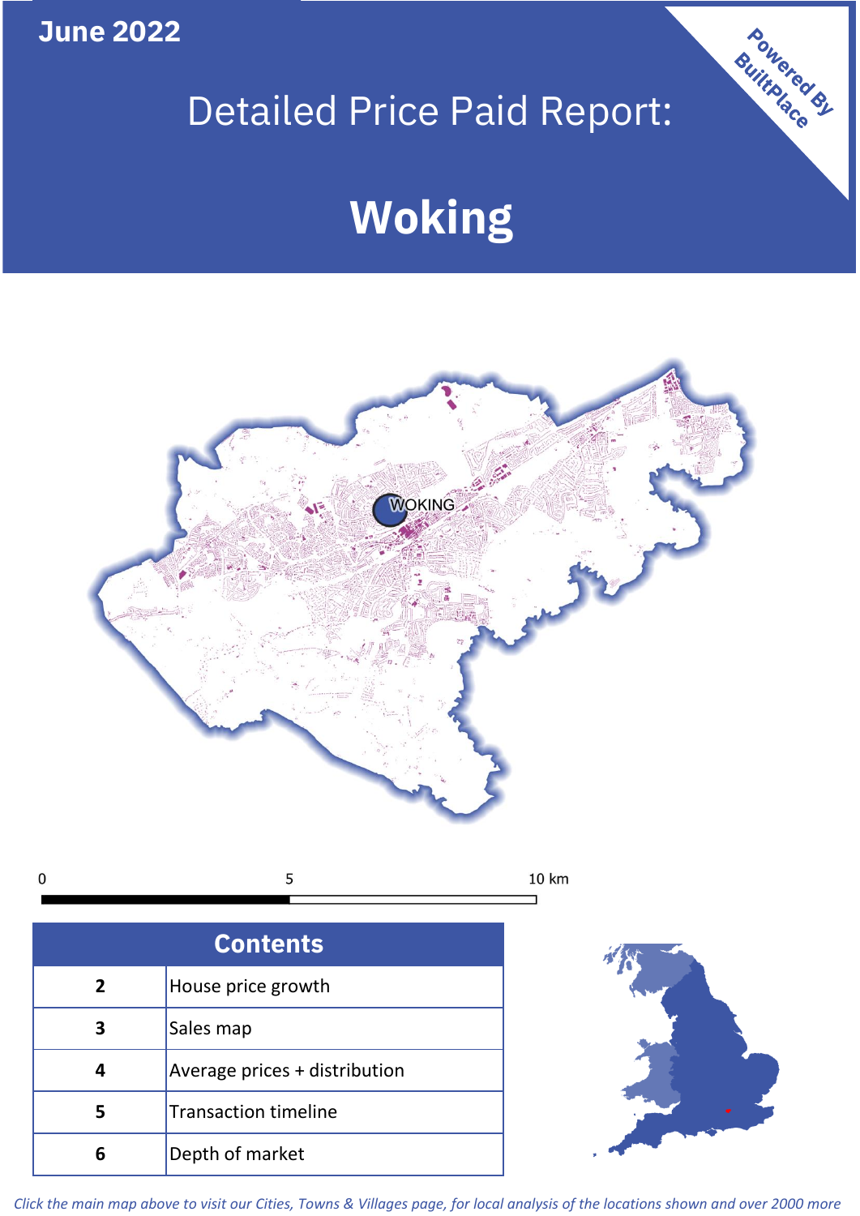June 2022

# Detailed Price Paid Report:

# Woking

Powered By BuiltPlace

| Contents | |
|---|---|
| 2 | House price growth |
| 3 | Sales map |
| 4 | Average prices + distribution |
| 5 | Transaction timeline |
| 6 | Depth of market |

*Click the main map above to visit our Cities, Towns & Villages page, for local analysis of the locations shown and over 2000 more*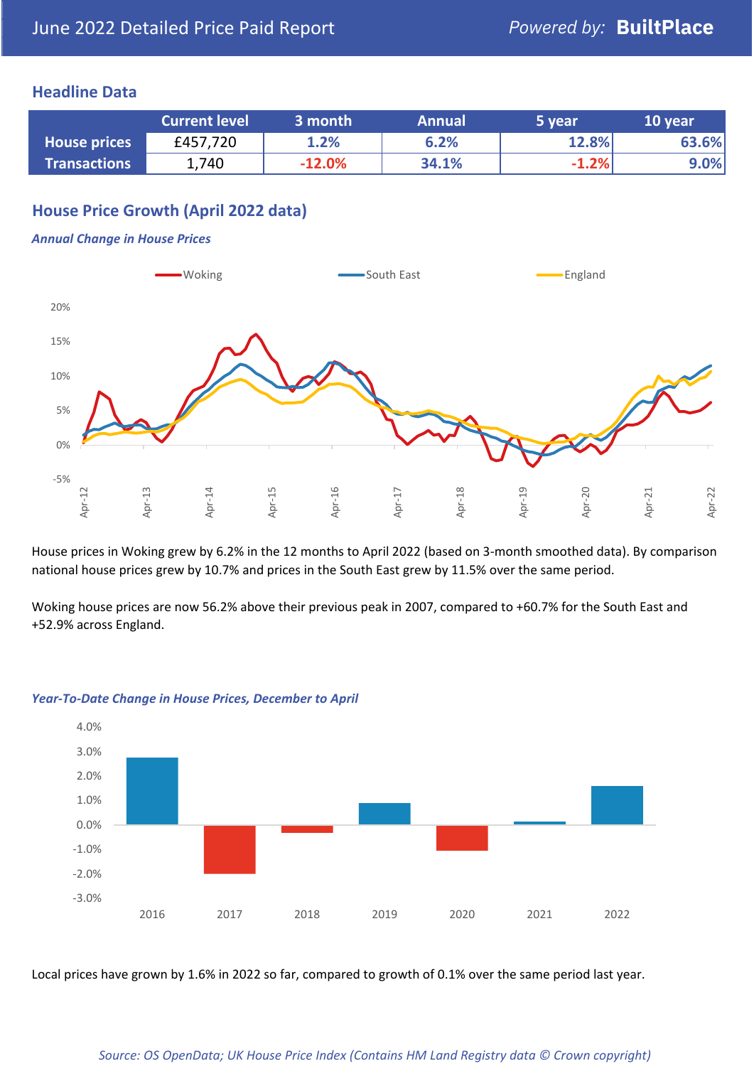June 2022 Detailed Price Paid Report

Powered by: **BuiltPlace**

## Headline Data

| | Current level | 3 month | Annual | 5 year | 10 year |
|---|---|---|---|---|---|
| **House prices** | £457,720 | 1.2% | 6.2% | 12.8% | 63.6% |
| **Transactions** | 1,740 | -12.0% | 34.1% | -1.2% | 9.0% |

## House Price Growth (April 2022 data)

***Annual Change in House Prices***

House prices in Woking grew by 6.2% in the 12 months to April 2022 (based on 3-month smoothed data). By comparison national house prices grew by 10.7% and prices in the South East grew by 11.5% over the same period.

Woking house prices are now 56.2% above their previous peak in 2007, compared to +60.7% for the South East and +52.9% across England.

***Year-To-Date Change in House Prices, December to April***

Local prices have grown by 1.6% in 2022 so far, compared to growth of 0.1% over the same period last year.

*Source: OS OpenData; UK House Price Index (Contains HM Land Registry data © Crown copyright)*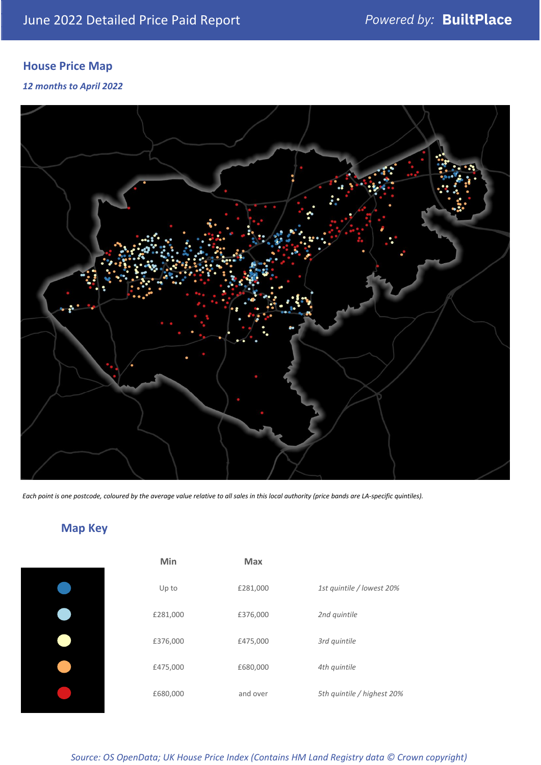June 2022 Detailed Price Paid Report

*Powered by:* **BuiltPlace**

## House Price Map

***12 months to April 2022***

*Each point is one postcode, coloured by the average value relative to all sales in this local authority (price bands are LA-specific quintiles).*

## Map Key

| | Min | Max | |
|---|---|---|---|
| | Up to | £281,000 | *1st quintile / lowest 20%* |
| | £281,000 | £376,000 | *2nd quintile* |
| | £376,000 | £475,000 | *3rd quintile* |
| | £475,000 | £680,000 | *4th quintile* |
| | £680,000 | and over | *5th quintile / highest 20%* |

*Source: OS OpenData; UK House Price Index (Contains HM Land Registry data © Crown copyright)*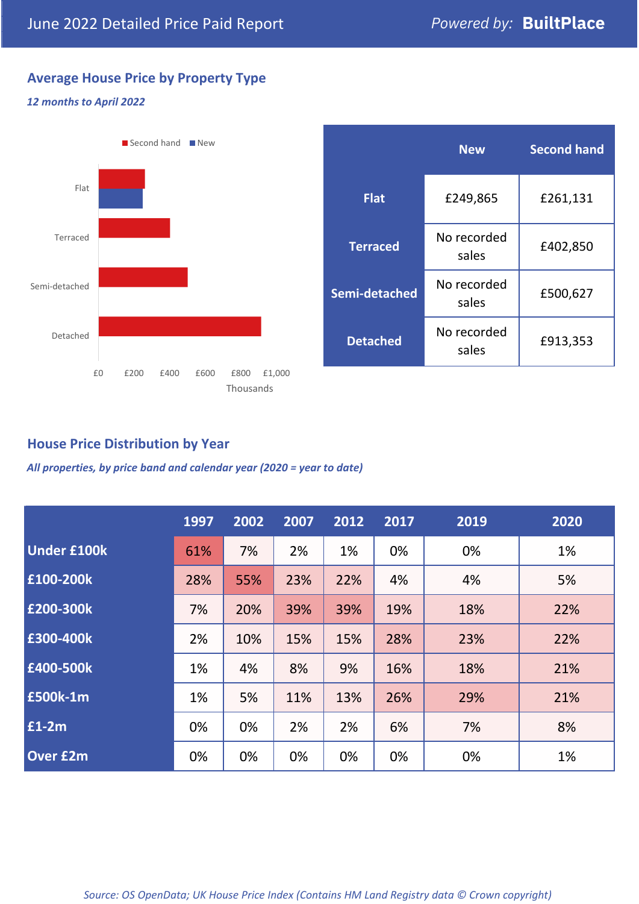# June 2022 Detailed Price Paid Report

Powered by: **BuiltPlace**

## Average House Price by Property Type

*12 months to April 2022*

Second hand ■ New ■

Flat

Terraced

Semi-detached

Detached

£0 £200 £400 £600 £800 £1,000

Thousands

| | New | Second hand |
|---|---|---|
| **Flat** | £249,865 | £261,131 |
| **Terraced** | No recorded sales | £402,850 |
| **Semi-detached** | No recorded sales | £500,627 |
| **Detached** | No recorded sales | £913,353 |

## House Price Distribution by Year

*All properties, by price band and calendar year (2020 = year to date)*

| | 1997 | 2002 | 2007 | 2012 | 2017 | 2019 | 2020 |
|---|---|---|---|---|---|---|---|
| **Under £100k** | 61% | 7% | 2% | 1% | 0% | 0% | 1% |
| **£100-200k** | 28% | 55% | 23% | 22% | 4% | 4% | 5% |
| **£200-300k** | 7% | 20% | 39% | 39% | 19% | 18% | 22% |
| **£300-400k** | 2% | 10% | 15% | 15% | 28% | 23% | 22% |
| **£400-500k** | 1% | 4% | 8% | 9% | 16% | 18% | 21% |
| **£500k-1m** | 1% | 5% | 11% | 13% | 26% | 29% | 21% |
| **£1-2m** | 0% | 0% | 2% | 2% | 6% | 7% | 8% |
| **Over £2m** | 0% | 0% | 0% | 0% | 0% | 0% | 1% |

*Source: OS OpenData; UK House Price Index (Contains HM Land Registry data © Crown copyright)*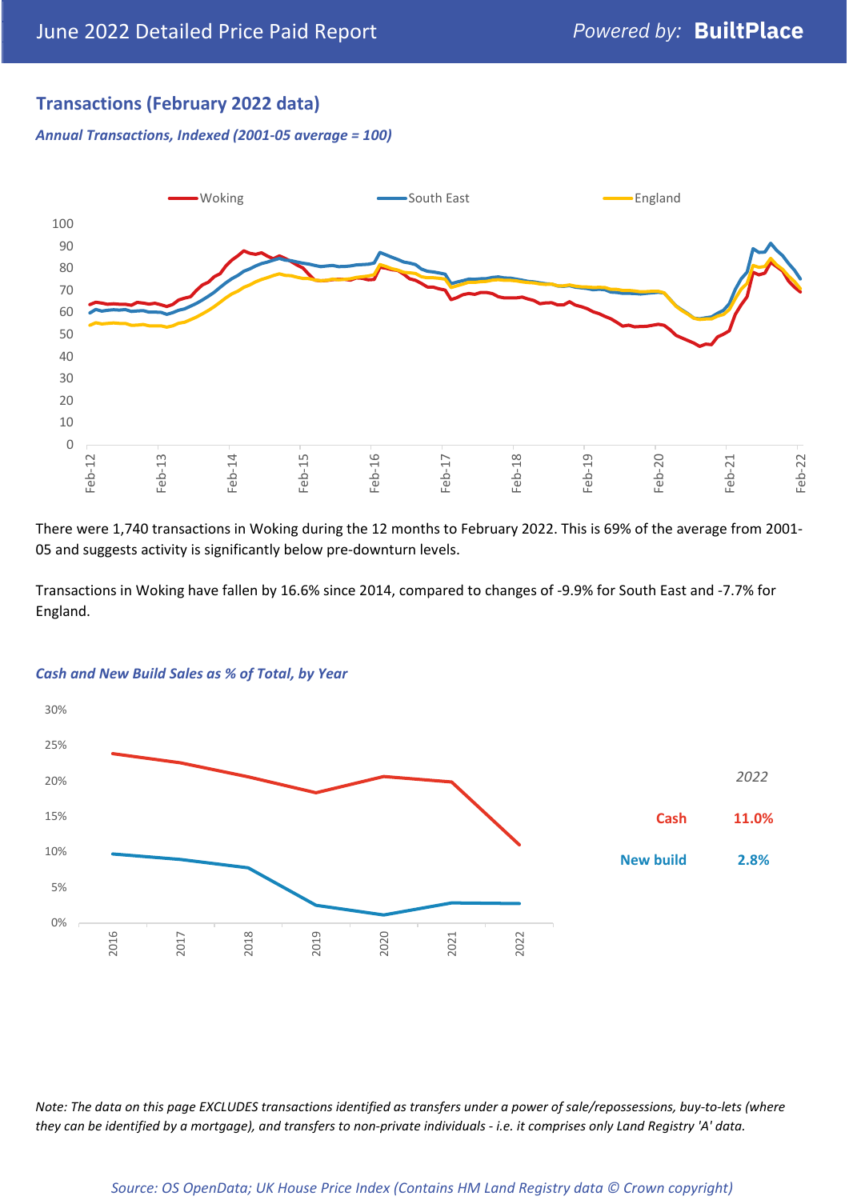## Transactions (February 2022 data)

*Annual Transactions, Indexed (2001-05 average = 100)*

There were 1,740 transactions in Woking during the 12 months to February 2022. This is 69% of the average from 2001-05 and suggests activity is significantly below pre-downturn levels.

Transactions in Woking have fallen by 16.6% since 2014, compared to changes of -9.9% for South East and -7.7% for England.

*Cash and New Build Sales as % of Total, by Year*

| *2022* | |
|---|---|
| Cash | 11.0% |
| New build | 2.8% |

*Note: The data on this page EXCLUDES transactions identified as transfers under a power of sale/repossessions, buy-to-lets (where they can be identified by a mortgage), and transfers to non-private individuals - i.e. it comprises only Land Registry 'A' data.*

*Source: OS OpenData; UK House Price Index (Contains HM Land Registry data © Crown copyright)*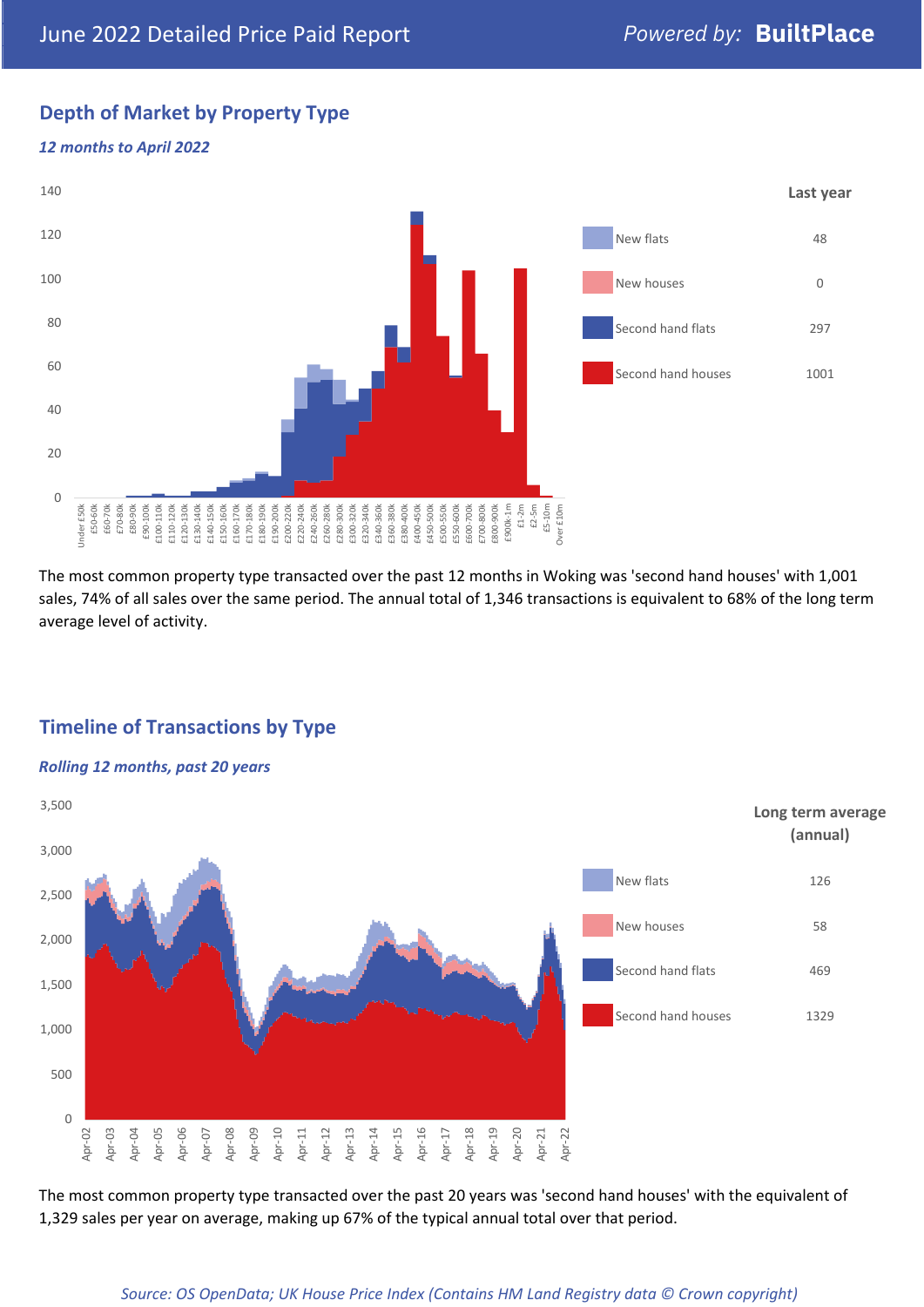June 2022 Detailed Price Paid Report

Powered by: **BuiltPlace**

## Depth of Market by Property Type

*12 months to April 2022*

140
120
100
80
60
40
20
0

Under £50k, £50-60k, £60-70k, £70-80k, £80-90k, £90-100k, £100-110k, £110-120k, £120-130k, £130-140k, £140-150k, £150-160k, £160-170k, £170-180k, £180-190k, £190-200k, £200-220k, £220-240k, £240-260k, £260-280k, £280-300k, £300-320k, £320-340k, £340-360k, £360-380k, £380-400k, £400-450k, £450-500k, £500-550k, £550-600k, £600-700k, £700-800k, £800-900k, £900k-1m, £1-2m, £2-5m, £5-10m, Over £10m

Last year

New flats 48

New houses 0

Second hand flats 297

Second hand houses 1001

The most common property type transacted over the past 12 months in Woking was 'second hand houses' with 1,001 sales, 74% of all sales over the same period. The annual total of 1,346 transactions is equivalent to 68% of the long term average level of activity.

## Timeline of Transactions by Type

*Rolling 12 months, past 20 years*

3,500
3,000
2,500
2,000
1,500
1,000
500
0

Apr-02, Apr-03, Apr-04, Apr-05, Apr-06, Apr-07, Apr-08, Apr-09, Apr-10, Apr-11, Apr-12, Apr-13, Apr-14, Apr-15, Apr-16, Apr-17, Apr-18, Apr-19, Apr-20, Apr-21, Apr-22

Long term average (annual)

New flats 126

New houses 58

Second hand flats 469

Second hand houses 1329

The most common property type transacted over the past 20 years was 'second hand houses' with the equivalent of 1,329 sales per year on average, making up 67% of the typical annual total over that period.

*Source: OS OpenData; UK House Price Index (Contains HM Land Registry data © Crown copyright)*